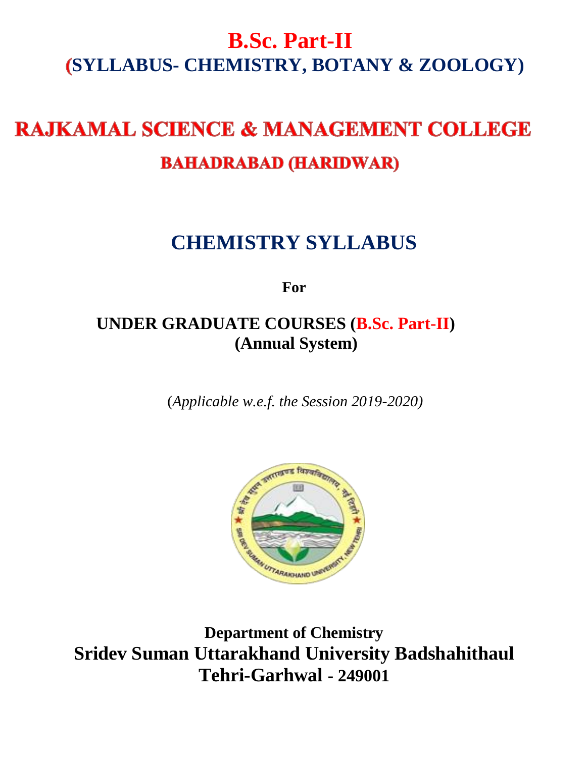# B.Sc. Part-II
## (SYLLABUS- CHEMISTRY, BOTANY & ZOOLOGY)

# RAJKAMAL SCIENCE & MANAGEMENT COLLEGE
## BAHADRABAD (HARIDWAR)

# CHEMISTRY SYLLABUS

**For**

**UNDER GRADUATE COURSES (B.Sc. Part-II)**
**(Annual System)**

(*Applicable w.e.f. the Session 2019-2020)*

**Department of Chemistry**
**Sridev Suman Uttarakhand University Badshahithaul**
**Tehri-Garhwal - 249001**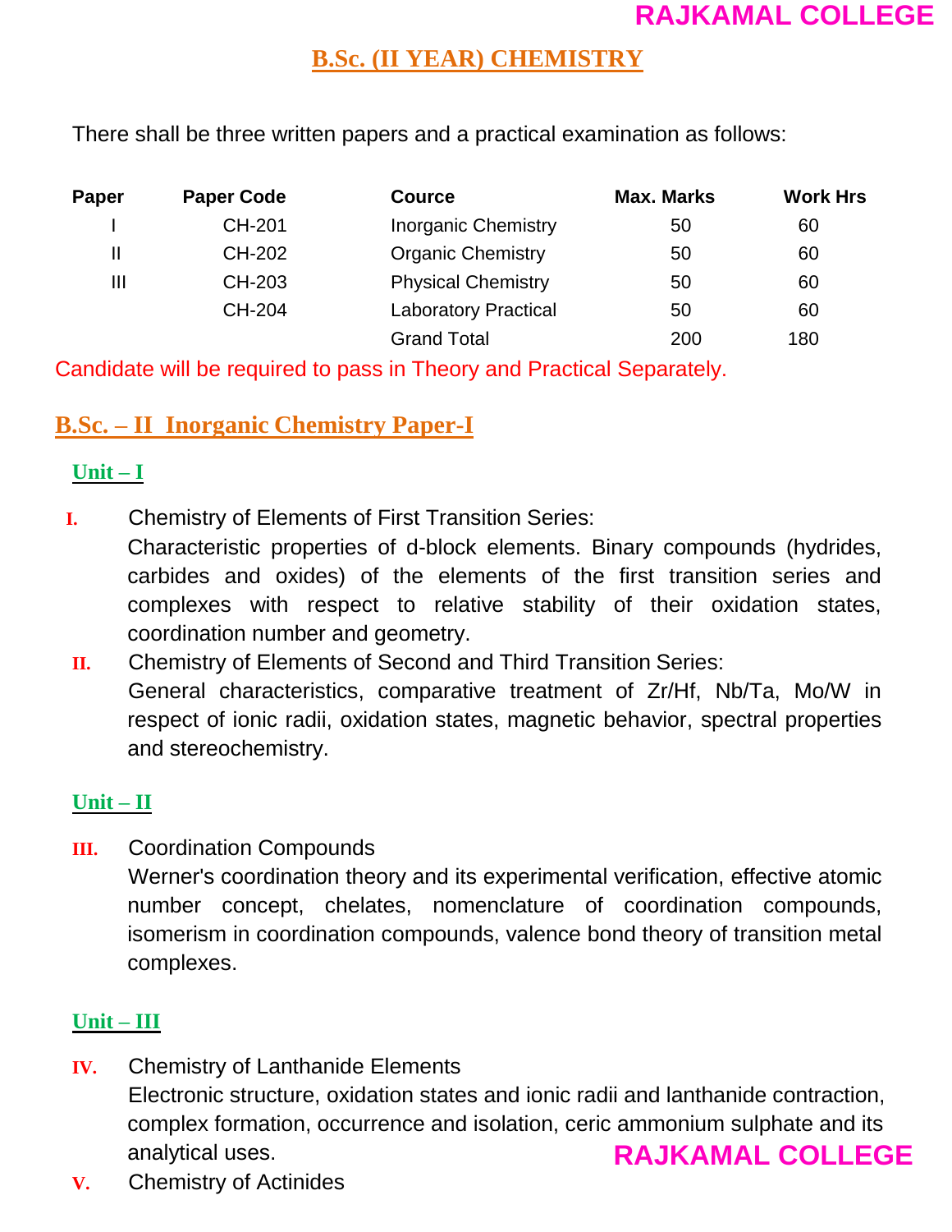## B.Sc. (II YEAR) CHEMISTRY

There shall be three written papers and a practical examination as follows:

| Paper | Paper Code | Cource | Max. Marks | Work Hrs |
|---|---|---|---|---|
| I | CH-201 | Inorganic Chemistry | 50 | 60 |
| II | CH-202 | Organic Chemistry | 50 | 60 |
| III | CH-203 | Physical Chemistry | 50 | 60 |
| | CH-204 | Laboratory Practical | 50 | 60 |
| | | Grand Total | 200 | 180 |

Candidate will be required to pass in Theory and Practical Separately.

## B.Sc. – II Inorganic Chemistry Paper-I

### Unit – I

**I.** Chemistry of Elements of First Transition Series:
Characteristic properties of d-block elements. Binary compounds (hydrides, carbides and oxides) of the elements of the first transition series and complexes with respect to relative stability of their oxidation states, coordination number and geometry.

**II.** Chemistry of Elements of Second and Third Transition Series:
General characteristics, comparative treatment of Zr/Hf, Nb/Ta, Mo/W in respect of ionic radii, oxidation states, magnetic behavior, spectral properties and stereochemistry.

### Unit – II

**III.** Coordination Compounds
Werner's coordination theory and its experimental verification, effective atomic number concept, chelates, nomenclature of coordination compounds, isomerism in coordination compounds, valence bond theory of transition metal complexes.

### Unit – III

**IV.** Chemistry of Lanthanide Elements
Electronic structure, oxidation states and ionic radii and lanthanide contraction, complex formation, occurrence and isolation, ceric ammonium sulphate and its analytical uses.

**V.** Chemistry of Actinides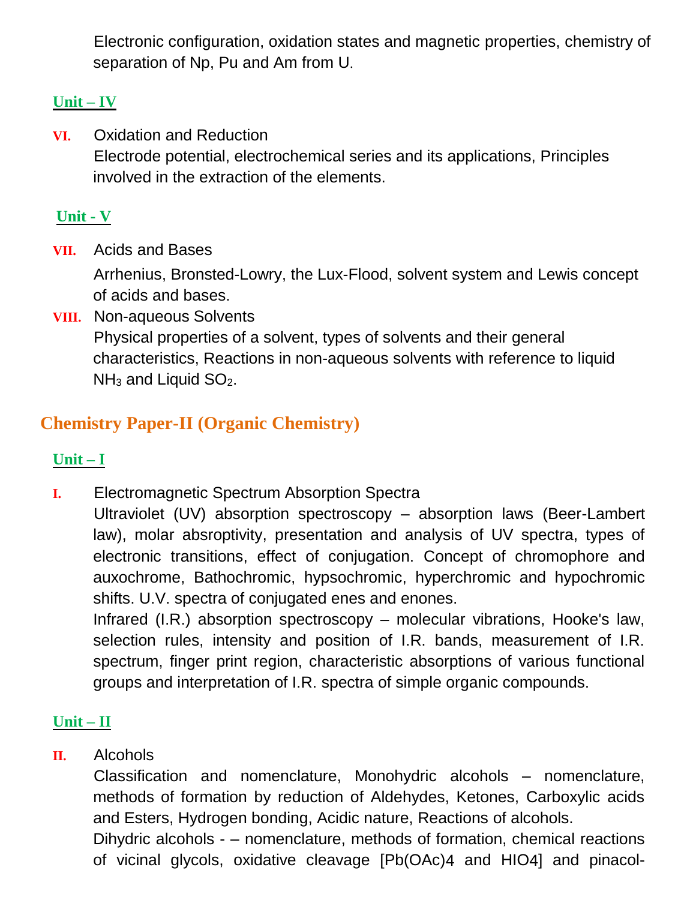Electronic configuration, oxidation states and magnetic properties, chemistry of separation of Np, Pu and Am from U.

### Unit – IV

**VI.** Oxidation and Reduction

Electrode potential, electrochemical series and its applications, Principles involved in the extraction of the elements.

### Unit - V

**VII.** Acids and Bases

Arrhenius, Bronsted-Lowry, the Lux-Flood, solvent system and Lewis concept of acids and bases.

**VIII.** Non-aqueous Solvents

Physical properties of a solvent, types of solvents and their general characteristics, Reactions in non-aqueous solvents with reference to liquid $NH_3$ and Liquid $SO_2$.

## Chemistry Paper-II (Organic Chemistry)

### Unit – I

**I.** Electromagnetic Spectrum Absorption Spectra

Ultraviolet (UV) absorption spectroscopy – absorption laws (Beer-Lambert law), molar absroptivity, presentation and analysis of UV spectra, types of electronic transitions, effect of conjugation. Concept of chromophore and auxochrome, Bathochromic, hypsochromic, hyperchromic and hypochromic shifts. U.V. spectra of conjugated enes and enones.

Infrared (I.R.) absorption spectroscopy – molecular vibrations, Hooke's law, selection rules, intensity and position of I.R. bands, measurement of I.R. spectrum, finger print region, characteristic absorptions of various functional groups and interpretation of I.R. spectra of simple organic compounds.

### Unit – II

**II.** Alcohols

Classification and nomenclature, Monohydric alcohols – nomenclature, methods of formation by reduction of Aldehydes, Ketones, Carboxylic acids and Esters, Hydrogen bonding, Acidic nature, Reactions of alcohols.

Dihydric alcohols - – nomenclature, methods of formation, chemical reactions of vicinal glycols, oxidative cleavage [Pb(OAc)4 and HIO4] and pinacol-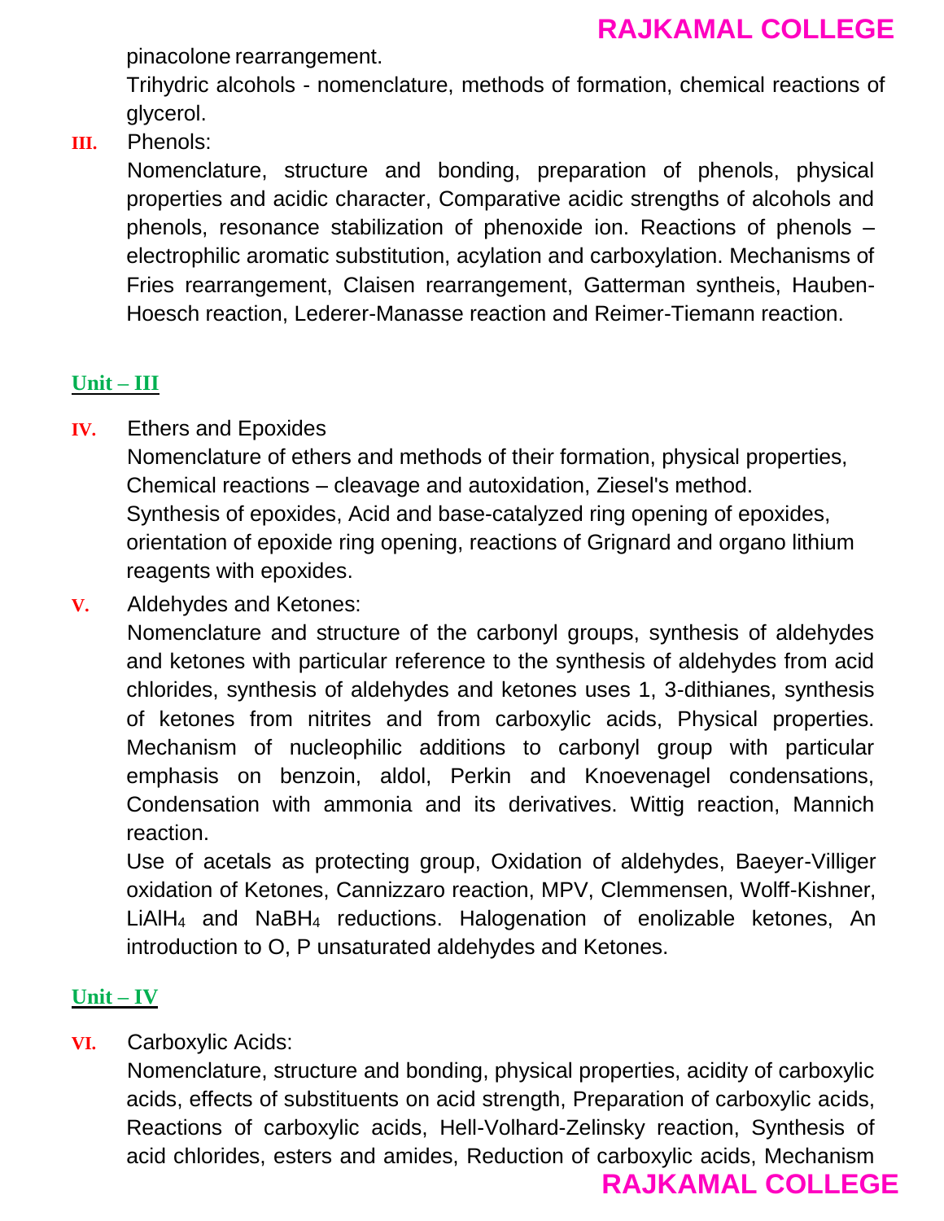pinacolone rearrangement.

Trihydric alcohols - nomenclature, methods of formation, chemical reactions of glycerol.

**III.** Phenols:

Nomenclature, structure and bonding, preparation of phenols, physical properties and acidic character, Comparative acidic strengths of alcohols and phenols, resonance stabilization of phenoxide ion. Reactions of phenols – electrophilic aromatic substitution, acylation and carboxylation. Mechanisms of Fries rearrangement, Claisen rearrangement, Gatterman syntheis, Hauben-Hoesch reaction, Lederer-Manasse reaction and Reimer-Tiemann reaction.

## Unit – III

**IV.** Ethers and Epoxides

Nomenclature of ethers and methods of their formation, physical properties, Chemical reactions – cleavage and autoxidation, Ziesel's method.

Synthesis of epoxides, Acid and base-catalyzed ring opening of epoxides, orientation of epoxide ring opening, reactions of Grignard and organo lithium reagents with epoxides.

**V.** Aldehydes and Ketones:

Nomenclature and structure of the carbonyl groups, synthesis of aldehydes and ketones with particular reference to the synthesis of aldehydes from acid chlorides, synthesis of aldehydes and ketones uses 1, 3-dithianes, synthesis of ketones from nitrites and from carboxylic acids, Physical properties. Mechanism of nucleophilic additions to carbonyl group with particular emphasis on benzoin, aldol, Perkin and Knoevenagel condensations, Condensation with ammonia and its derivatives. Wittig reaction, Mannich reaction.

Use of acetals as protecting group, Oxidation of aldehydes, Baeyer-Villiger oxidation of Ketones, Cannizzaro reaction, MPV, Clemmensen, Wolff-Kishner, $LiAlH_4$ and $NaBH_4$ reductions. Halogenation of enolizable ketones, An introduction to O, P unsaturated aldehydes and Ketones.

## Unit – IV

**VI.** Carboxylic Acids:

Nomenclature, structure and bonding, physical properties, acidity of carboxylic acids, effects of substituents on acid strength, Preparation of carboxylic acids, Reactions of carboxylic acids, Hell-Volhard-Zelinsky reaction, Synthesis of acid chlorides, esters and amides, Reduction of carboxylic acids, Mechanism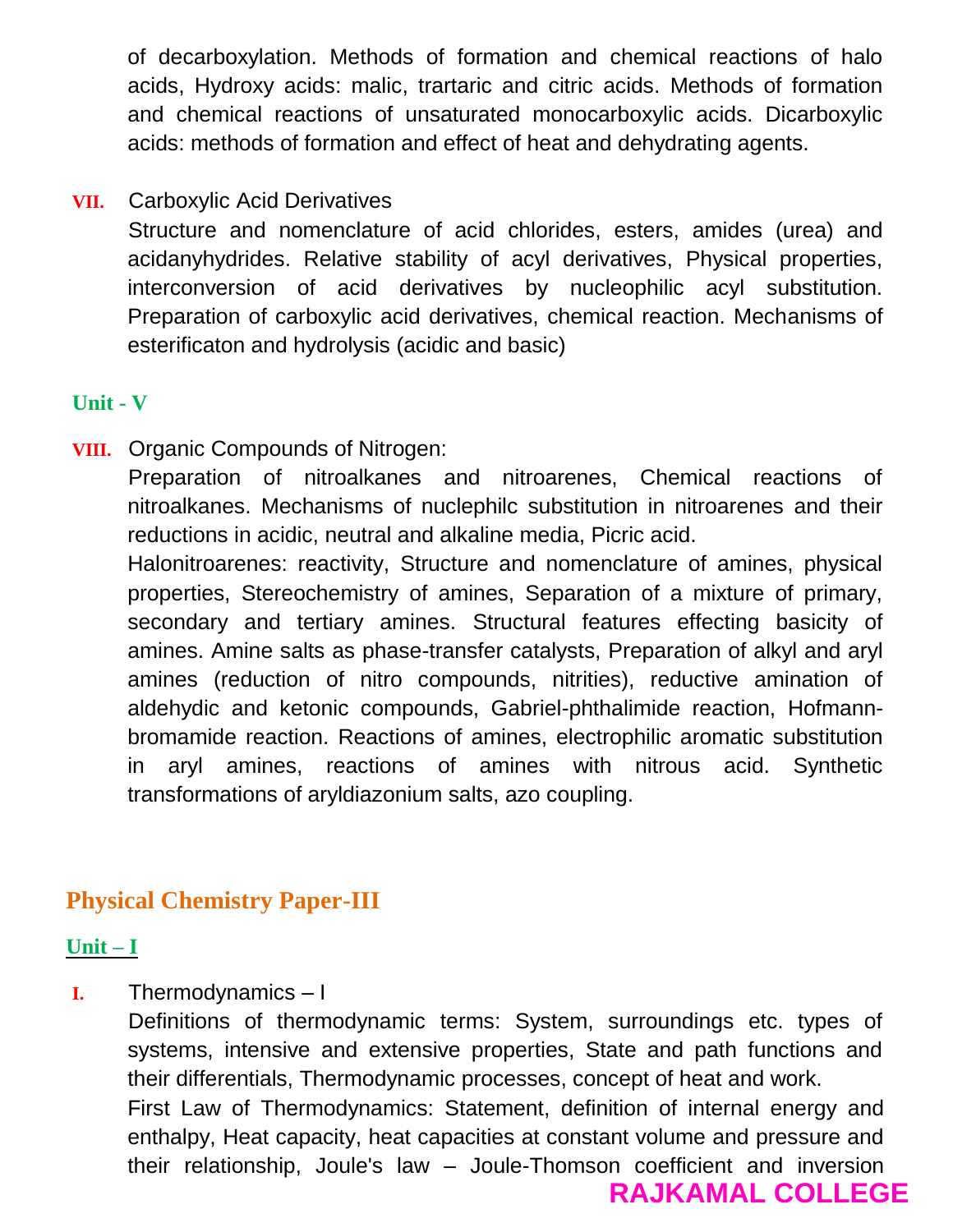of decarboxylation. Methods of formation and chemical reactions of halo acids, Hydroxy acids: malic, trartaric and citric acids. Methods of formation and chemical reactions of unsaturated monocarboxylic acids. Dicarboxylic acids: methods of formation and effect of heat and dehydrating agents.

**VII.** Carboxylic Acid Derivatives

Structure and nomenclature of acid chlorides, esters, amides (urea) and acidanyhydrides. Relative stability of acyl derivatives, Physical properties, interconversion of acid derivatives by nucleophilic acyl substitution. Preparation of carboxylic acid derivatives, chemical reaction. Mechanisms of esterificaton and hydrolysis (acidic and basic)

### Unit - V

**VIII.** Organic Compounds of Nitrogen:

Preparation of nitroalkanes and nitroarenes, Chemical reactions of nitroalkanes. Mechanisms of nuclephilc substitution in nitroarenes and their reductions in acidic, neutral and alkaline media, Picric acid.

Halonitroarenes: reactivity, Structure and nomenclature of amines, physical properties, Stereochemistry of amines, Separation of a mixture of primary, secondary and tertiary amines. Structural features effecting basicity of amines. Amine salts as phase-transfer catalysts, Preparation of alkyl and aryl amines (reduction of nitro compounds, nitrities), reductive amination of aldehydic and ketonic compounds, Gabriel-phthalimide reaction, Hofmann-bromamide reaction. Reactions of amines, electrophilic aromatic substitution in aryl amines, reactions of amines with nitrous acid. Synthetic transformations of aryldiazonium salts, azo coupling.

## Physical Chemistry Paper-III

### Unit – I

**I.** Thermodynamics – I

Definitions of thermodynamic terms: System, surroundings etc. types of systems, intensive and extensive properties, State and path functions and their differentials, Thermodynamic processes, concept of heat and work.

First Law of Thermodynamics: Statement, definition of internal energy and enthalpy, Heat capacity, heat capacities at constant volume and pressure and their relationship, Joule's law – Joule-Thomson coefficient and inversion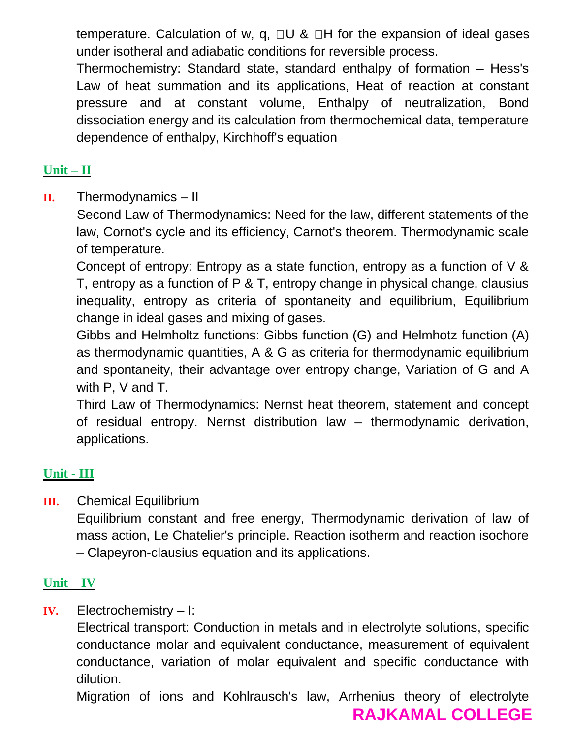temperature. Calculation of w, q, ΔU & ΔH for the expansion of ideal gases under isotheral and adiabatic conditions for reversible process.

Thermochemistry: Standard state, standard enthalpy of formation – Hess's Law of heat summation and its applications, Heat of reaction at constant pressure and at constant volume, Enthalpy of neutralization, Bond dissociation energy and its calculation from thermochemical data, temperature dependence of enthalpy, Kirchhoff's equation

## Unit – II

**II.** Thermodynamics – II

Second Law of Thermodynamics: Need for the law, different statements of the law, Cornot's cycle and its efficiency, Carnot's theorem. Thermodynamic scale of temperature.

Concept of entropy: Entropy as a state function, entropy as a function of V & T, entropy as a function of P & T, entropy change in physical change, clausius inequality, entropy as criteria of spontaneity and equilibrium, Equilibrium change in ideal gases and mixing of gases.

Gibbs and Helmholtz functions: Gibbs function (G) and Helmhotz function (A) as thermodynamic quantities, A & G as criteria for thermodynamic equilibrium and spontaneity, their advantage over entropy change, Variation of G and A with P, V and T.

Third Law of Thermodynamics: Nernst heat theorem, statement and concept of residual entropy. Nernst distribution law – thermodynamic derivation, applications.

## Unit - III

**III.** Chemical Equilibrium

Equilibrium constant and free energy, Thermodynamic derivation of law of mass action, Le Chatelier's principle. Reaction isotherm and reaction isochore – Clapeyron-clausius equation and its applications.

## Unit – IV

**IV.** Electrochemistry – I:

Electrical transport: Conduction in metals and in electrolyte solutions, specific conductance molar and equivalent conductance, measurement of equivalent conductance, variation of molar equivalent and specific conductance with dilution.

Migration of ions and Kohlrausch's law, Arrhenius theory of electrolyte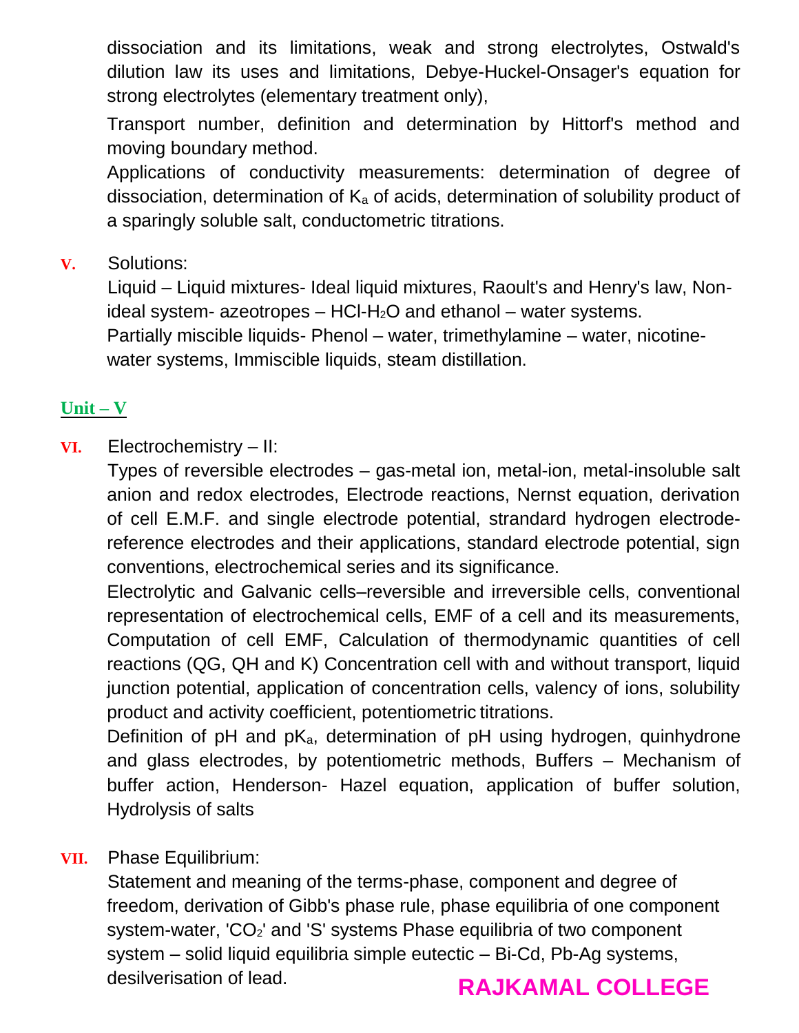dissociation and its limitations, weak and strong electrolytes, Ostwald's dilution law its uses and limitations, Debye-Huckel-Onsager's equation for strong electrolytes (elementary treatment only),

Transport number, definition and determination by Hittorf's method and moving boundary method.

Applications of conductivity measurements: determination of degree of dissociation, determination of $K_a$ of acids, determination of solubility product of a sparingly soluble salt, conductometric titrations.

**V.** Solutions:

Liquid – Liquid mixtures- Ideal liquid mixtures, Raoult's and Henry's law, Non-ideal system- azeotropes – HCl-$H_2O$ and ethanol – water systems.

Partially miscible liquids- Phenol – water, trimethylamine – water, nicotine-water systems, Immiscible liquids, steam distillation.

## Unit – V

**VI.** Electrochemistry – II:

Types of reversible electrodes – gas-metal ion, metal-ion, metal-insoluble salt anion and redox electrodes, Electrode reactions, Nernst equation, derivation of cell E.M.F. and single electrode potential, strandard hydrogen electrode-reference electrodes and their applications, standard electrode potential, sign conventions, electrochemical series and its significance.

Electrolytic and Galvanic cells–reversible and irreversible cells, conventional representation of electrochemical cells, EMF of a cell and its measurements, Computation of cell EMF, Calculation of thermodynamic quantities of cell reactions (QG, QH and K) Concentration cell with and without transport, liquid junction potential, application of concentration cells, valency of ions, solubility product and activity coefficient, potentiometric titrations.

Definition of pH and $pK_a$, determination of pH using hydrogen, quinhydrone and glass electrodes, by potentiometric methods, Buffers – Mechanism of buffer action, Henderson- Hazel equation, application of buffer solution, Hydrolysis of salts

**VII.** Phase Equilibrium:

Statement and meaning of the terms-phase, component and degree of freedom, derivation of Gibb's phase rule, phase equilibria of one component system-water, '$CO_2$' and 'S' systems Phase equilibria of two component system – solid liquid equilibria simple eutectic – Bi-Cd, Pb-Ag systems, desilverisation of lead.

**RAJKAMAL COLLEGE**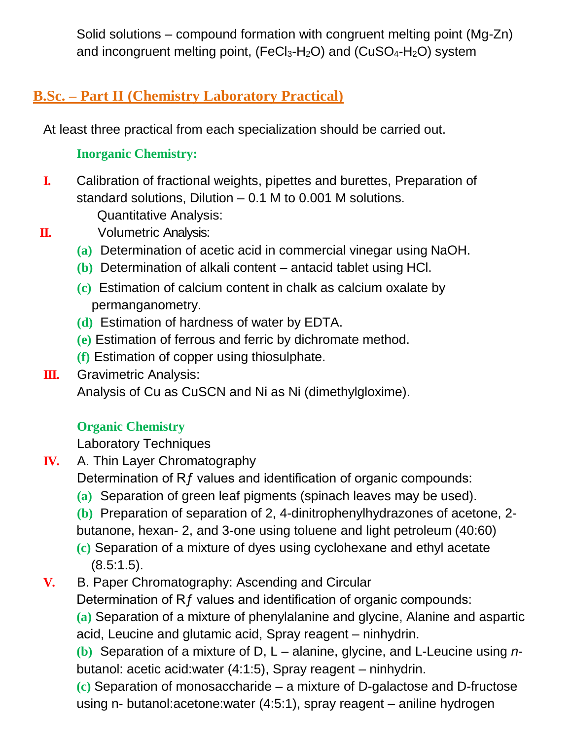Solid solutions – compound formation with congruent melting point (Mg-Zn) and incongruent melting point, ($FeCl_3$-$H_2O$) and ($CuSO_4$-$H_2O$) system

## B.Sc. – Part II (Chemistry Laboratory Practical)

At least three practical from each specialization should be carried out.

### Inorganic Chemistry:

**I.** Calibration of fractional weights, pipettes and burettes, Preparation of standard solutions, Dilution – 0.1 M to 0.001 M solutions.

Quantitative Analysis:

**II.** Volumetric Analysis:

- **(a)** Determination of acetic acid in commercial vinegar using NaOH.
- **(b)** Determination of alkali content – antacid tablet using HCl.
- **(c)** Estimation of calcium content in chalk as calcium oxalate by permanganometry.
- **(d)** Estimation of hardness of water by EDTA.
- **(e)** Estimation of ferrous and ferric by dichromate method.
- **(f)** Estimation of copper using thiosulphate.

**III.** Gravimetric Analysis:
Analysis of Cu as CuSCN and Ni as Ni (dimethylgloxime).

### Organic Chemistry

Laboratory Techniques

**IV.** A. Thin Layer Chromatography
Determination of R*ƒ* values and identification of organic compounds:

- **(a)** Separation of green leaf pigments (spinach leaves may be used).
- **(b)** Preparation of separation of 2, 4-dinitrophenylhydrazones of acetone, 2-butanone, hexan- 2, and 3-one using toluene and light petroleum (40:60)
- **(c)** Separation of a mixture of dyes using cyclohexane and ethyl acetate (8.5:1.5).

**V.** B. Paper Chromatography: Ascending and Circular
Determination of R*ƒ* values and identification of organic compounds:

- **(a)** Separation of a mixture of phenylalanine and glycine, Alanine and aspartic acid, Leucine and glutamic acid, Spray reagent – ninhydrin.
- **(b)** Separation of a mixture of D, L – alanine, glycine, and L-Leucine using *n*-butanol: acetic acid:water (4:1:5), Spray reagent – ninhydrin.
- **(c)** Separation of monosaccharide – a mixture of D-galactose and D-fructose using n- butanol:acetone:water (4:5:1), spray reagent – aniline hydrogen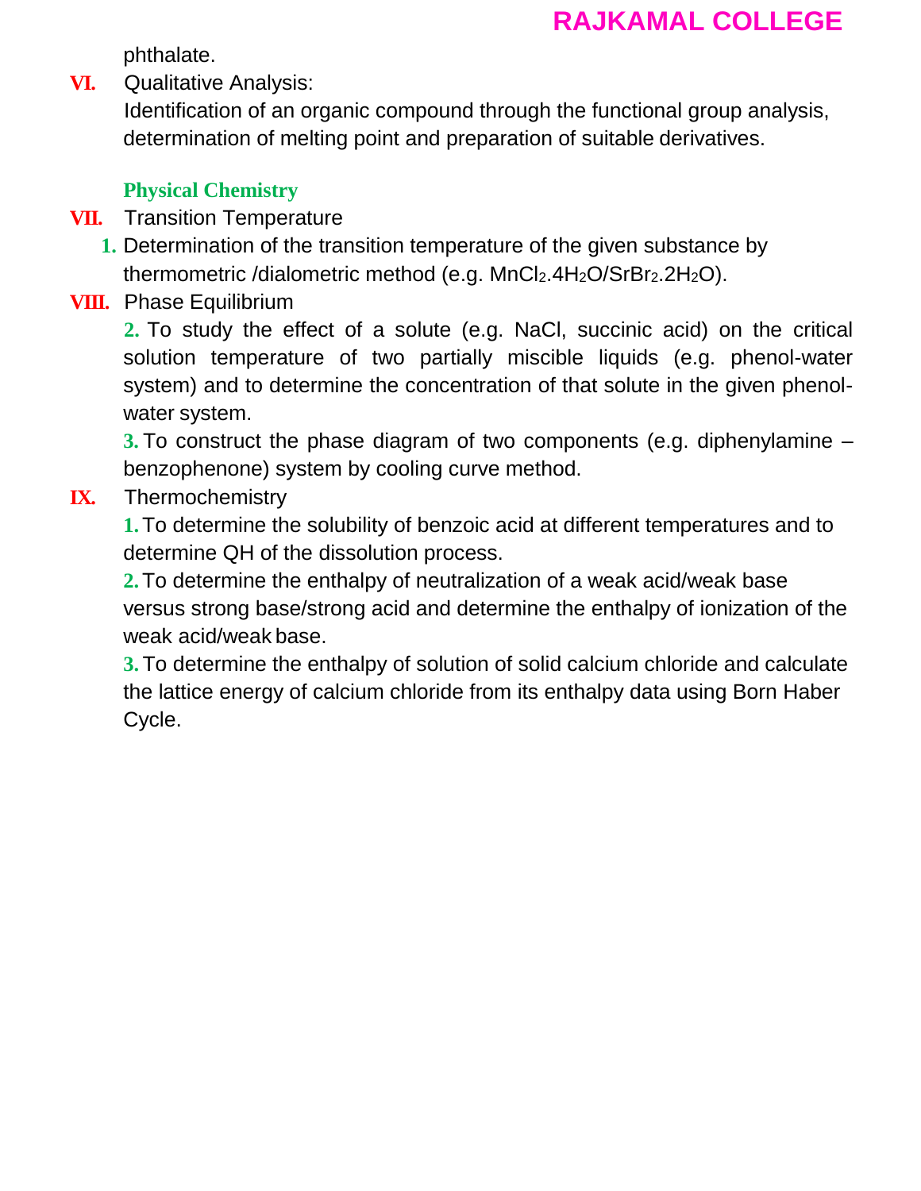phthalate.

**VI.** Qualitative Analysis:

Identification of an organic compound through the functional group analysis, determination of melting point and preparation of suitable derivatives.

### Physical Chemistry

**VII.** Transition Temperature

**1.** Determination of the transition temperature of the given substance by thermometric /dialometric method (e.g. $MnCl_2.4H_2O$/$SrBr_2.2H_2O$).

**VIII.** Phase Equilibrium

**2.** To study the effect of a solute (e.g. NaCl, succinic acid) on the critical solution temperature of two partially miscible liquids (e.g. phenol-water system) and to determine the concentration of that solute in the given phenol-water system.

**3.** To construct the phase diagram of two components (e.g. diphenylamine – benzophenone) system by cooling curve method.

**IX.** Thermochemistry

**1.** To determine the solubility of benzoic acid at different temperatures and to determine QH of the dissolution process.

**2.** To determine the enthalpy of neutralization of a weak acid/weak base versus strong base/strong acid and determine the enthalpy of ionization of the weak acid/weak base.

**3.** To determine the enthalpy of solution of solid calcium chloride and calculate the lattice energy of calcium chloride from its enthalpy data using Born Haber Cycle.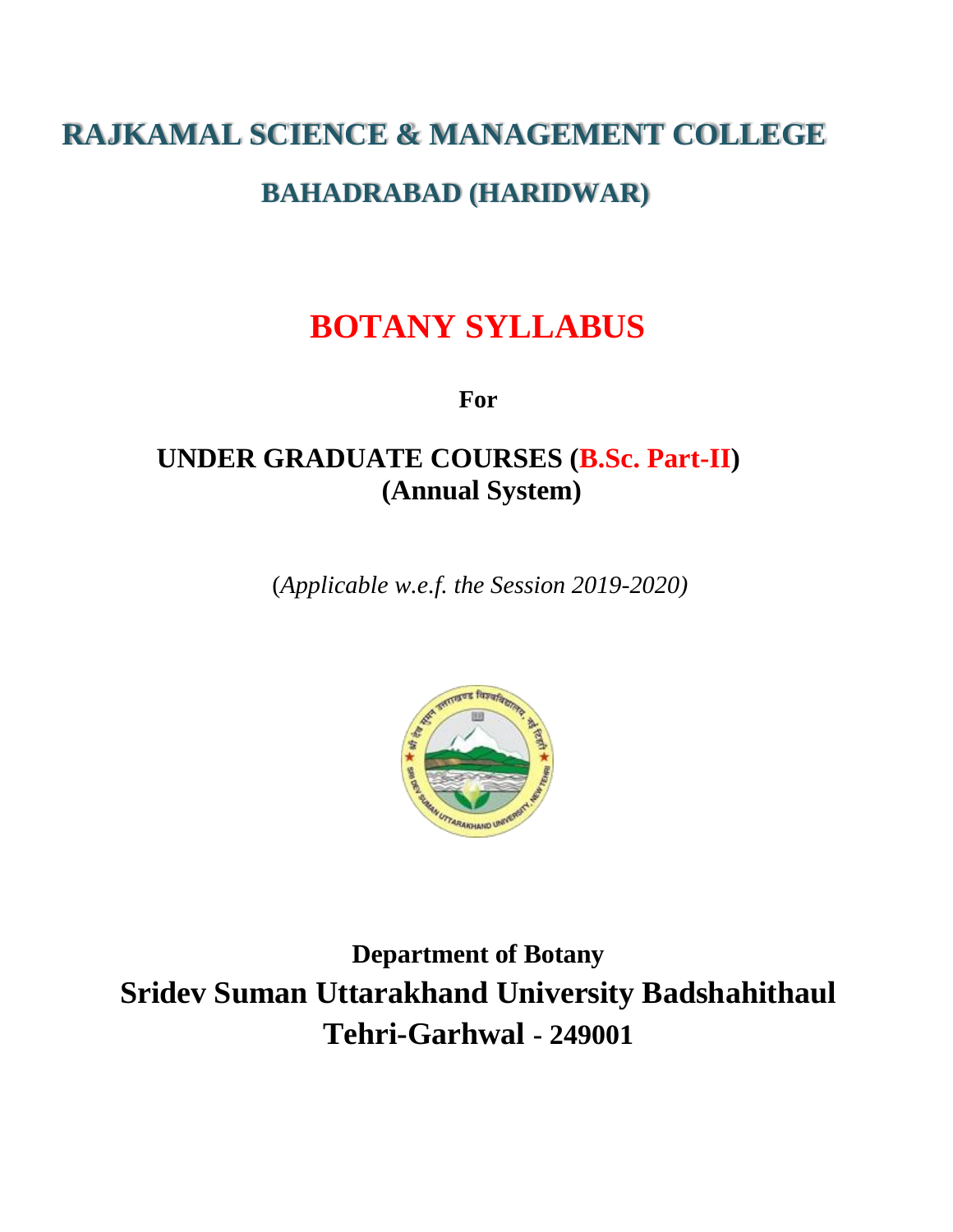# RAJKAMAL SCIENCE & MANAGEMENT COLLEGE

## BAHADRABAD (HARIDWAR)

# BOTANY SYLLABUS

**For**

## UNDER GRADUATE COURSES (B.Sc. Part-II)
## (Annual System)

(*Applicable w.e.f. the Session 2019-2020)*

**Department of Botany**

## Sridev Suman Uttarakhand University Badshahithaul
## Tehri-Garhwal - 249001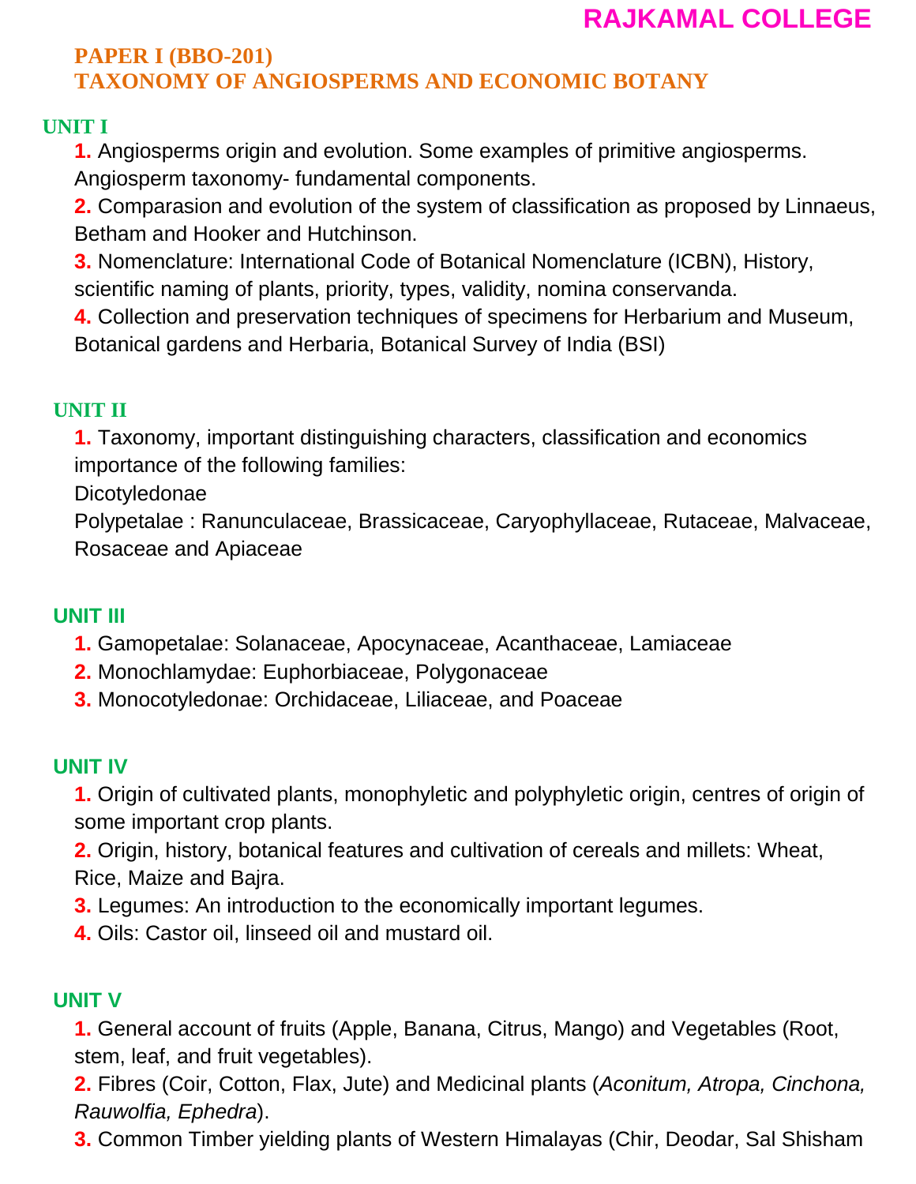**RAJKAMAL COLLEGE**

## PAPER I (BBO-201)
## TAXONOMY OF ANGIOSPERMS AND ECONOMIC BOTANY

### UNIT I

1. Angiosperms origin and evolution. Some examples of primitive angiosperms. Angiosperm taxonomy- fundamental components.
2. Comparasion and evolution of the system of classification as proposed by Linnaeus, Betham and Hooker and Hutchinson.
3. Nomenclature: International Code of Botanical Nomenclature (ICBN), History, scientific naming of plants, priority, types, validity, nomina conservanda.
4. Collection and preservation techniques of specimens for Herbarium and Museum, Botanical gardens and Herbaria, Botanical Survey of India (BSI)

### UNIT II

1. Taxonomy, important distinguishing characters, classification and economics importance of the following families:
   Dicotyledonae
   Polypetalae : Ranunculaceae, Brassicaceae, Caryophyllaceae, Rutaceae, Malvaceae, Rosaceae and Apiaceae

### UNIT III

1. Gamopetalae: Solanaceae, Apocynaceae, Acanthaceae, Lamiaceae
2. Monochlamydae: Euphorbiaceae, Polygonaceae
3. Monocotyledonae: Orchidaceae, Liliaceae, and Poaceae

### UNIT IV

1. Origin of cultivated plants, monophyletic and polyphyletic origin, centres of origin of some important crop plants.
2. Origin, history, botanical features and cultivation of cereals and millets: Wheat, Rice, Maize and Bajra.
3. Legumes: An introduction to the economically important legumes.
4. Oils: Castor oil, linseed oil and mustard oil.

### UNIT V

1. General account of fruits (Apple, Banana, Citrus, Mango) and Vegetables (Root, stem, leaf, and fruit vegetables).
2. Fibres (Coir, Cotton, Flax, Jute) and Medicinal plants (*Aconitum, Atropa, Cinchona, Rauwolfia, Ephedra*).
3. Common Timber yielding plants of Western Himalayas (Chir, Deodar, Sal Shisham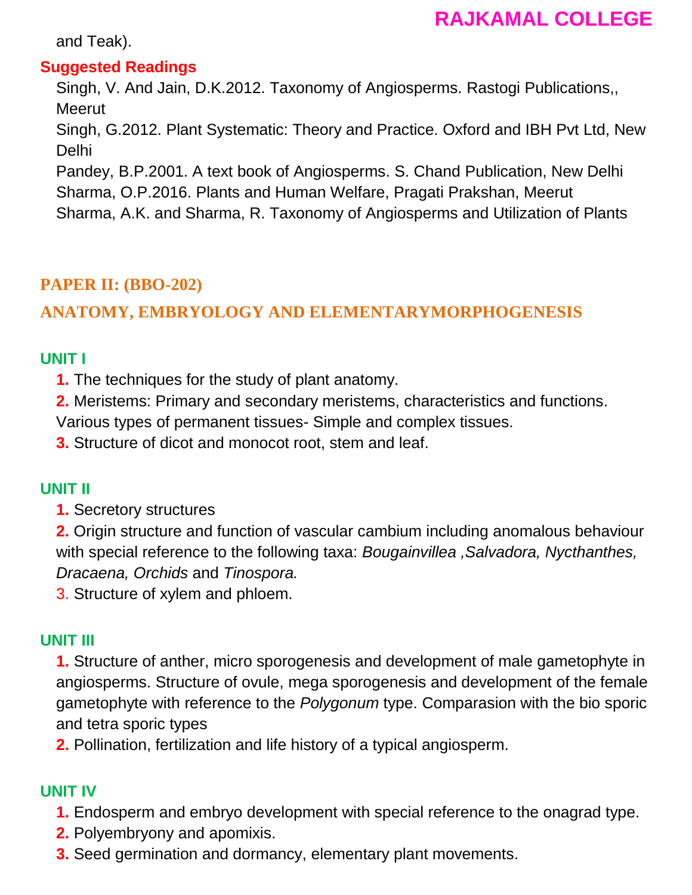and Teak).

**Suggested Readings**

Singh, V. And Jain, D.K.2012. Taxonomy of Angiosperms. Rastogi Publications,, Meerut

Singh, G.2012. Plant Systematic: Theory and Practice. Oxford and IBH Pvt Ltd, New Delhi

Pandey, B.P.2001. A text book of Angiosperms. S. Chand Publication, New Delhi

Sharma, O.P.2016. Plants and Human Welfare, Pragati Prakshan, Meerut

Sharma, A.K. and Sharma, R. Taxonomy of Angiosperms and Utilization of Plants

## PAPER II: (BBO-202)

## ANATOMY, EMBRYOLOGY AND ELEMENTARYMORPHOGENESIS

### UNIT I

**1.** The techniques for the study of plant anatomy.

**2.** Meristems: Primary and secondary meristems, characteristics and functions. Various types of permanent tissues- Simple and complex tissues.

**3.** Structure of dicot and monocot root, stem and leaf.

### UNIT II

**1.** Secretory structures

**2.** Origin structure and function of vascular cambium including anomalous behaviour with special reference to the following taxa: *Bougainvillea ,Salvadora, Nycthanthes, Dracaena, Orchids* and *Tinospora.*

3. Structure of xylem and phloem.

### UNIT III

**1.** Structure of anther, micro sporogenesis and development of male gametophyte in angiosperms. Structure of ovule, mega sporogenesis and development of the female gametophyte with reference to the *Polygonum* type. Comparasion with the bio sporic and tetra sporic types

**2.** Pollination, fertilization and life history of a typical angiosperm.

### UNIT IV

**1.** Endosperm and embryo development with special reference to the onagrad type.

**2.** Polyembryony and apomixis.

**3.** Seed germination and dormancy, elementary plant movements.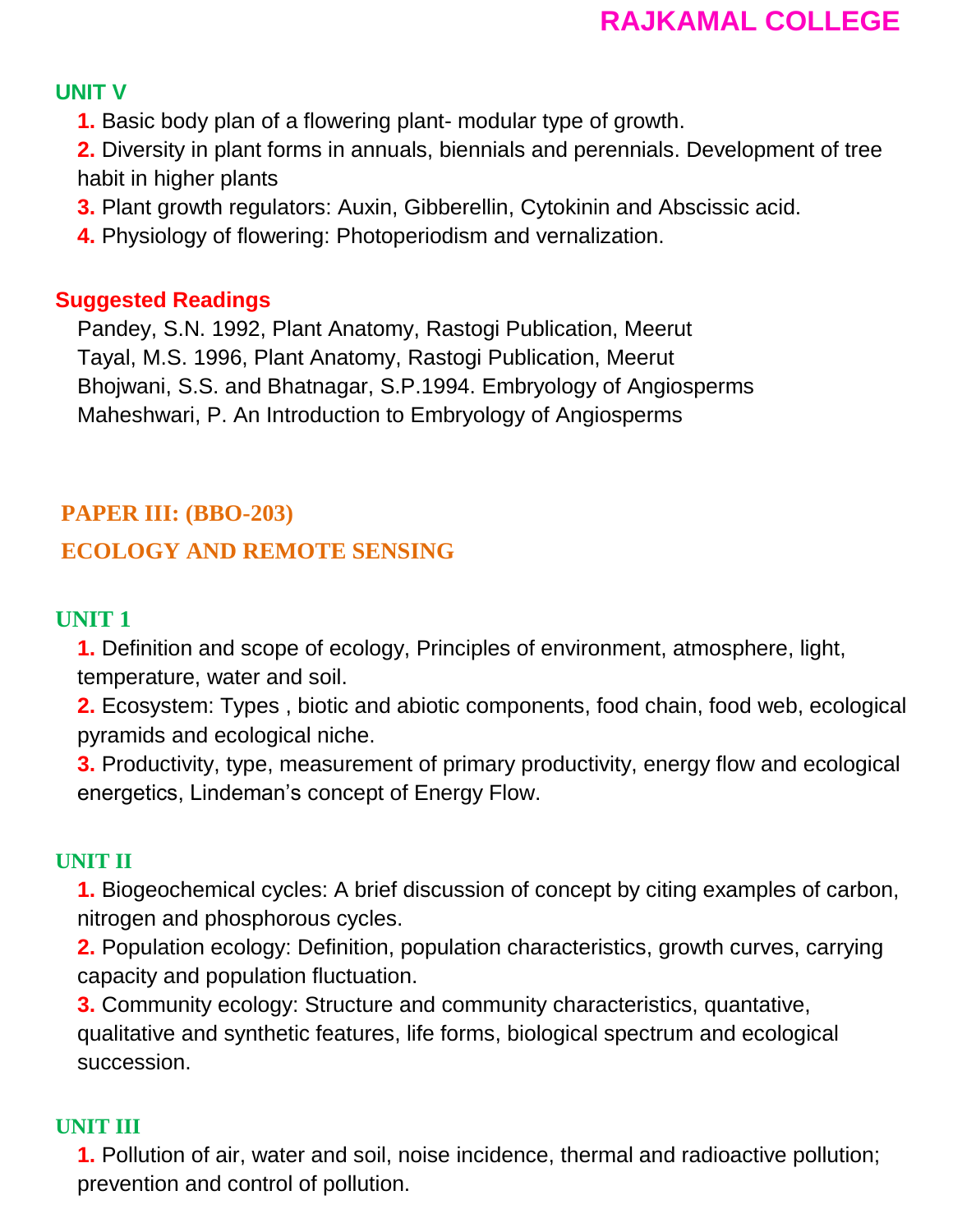### UNIT V

1. Basic body plan of a flowering plant- modular type of growth.
2. Diversity in plant forms in annuals, biennials and perennials. Development of tree habit in higher plants
3. Plant growth regulators: Auxin, Gibberellin, Cytokinin and Abscissic acid.
4. Physiology of flowering: Photoperiodism and vernalization.

### Suggested Readings

Pandey, S.N. 1992, Plant Anatomy, Rastogi Publication, Meerut
Tayal, M.S. 1996, Plant Anatomy, Rastogi Publication, Meerut
Bhojwani, S.S. and Bhatnagar, S.P.1994. Embryology of Angiosperms
Maheshwari, P. An Introduction to Embryology of Angiosperms

## PAPER III: (BBO-203)

## ECOLOGY AND REMOTE SENSING

### UNIT 1

1. Definition and scope of ecology, Principles of environment, atmosphere, light, temperature, water and soil.
2. Ecosystem: Types , biotic and abiotic components, food chain, food web, ecological pyramids and ecological niche.
3. Productivity, type, measurement of primary productivity, energy flow and ecological energetics, Lindeman's concept of Energy Flow.

### UNIT II

1. Biogeochemical cycles: A brief discussion of concept by citing examples of carbon, nitrogen and phosphorous cycles.
2. Population ecology: Definition, population characteristics, growth curves, carrying capacity and population fluctuation.
3. Community ecology: Structure and community characteristics, quantative, qualitative and synthetic features, life forms, biological spectrum and ecological succession.

### UNIT III

1. Pollution of air, water and soil, noise incidence, thermal and radioactive pollution; prevention and control of pollution.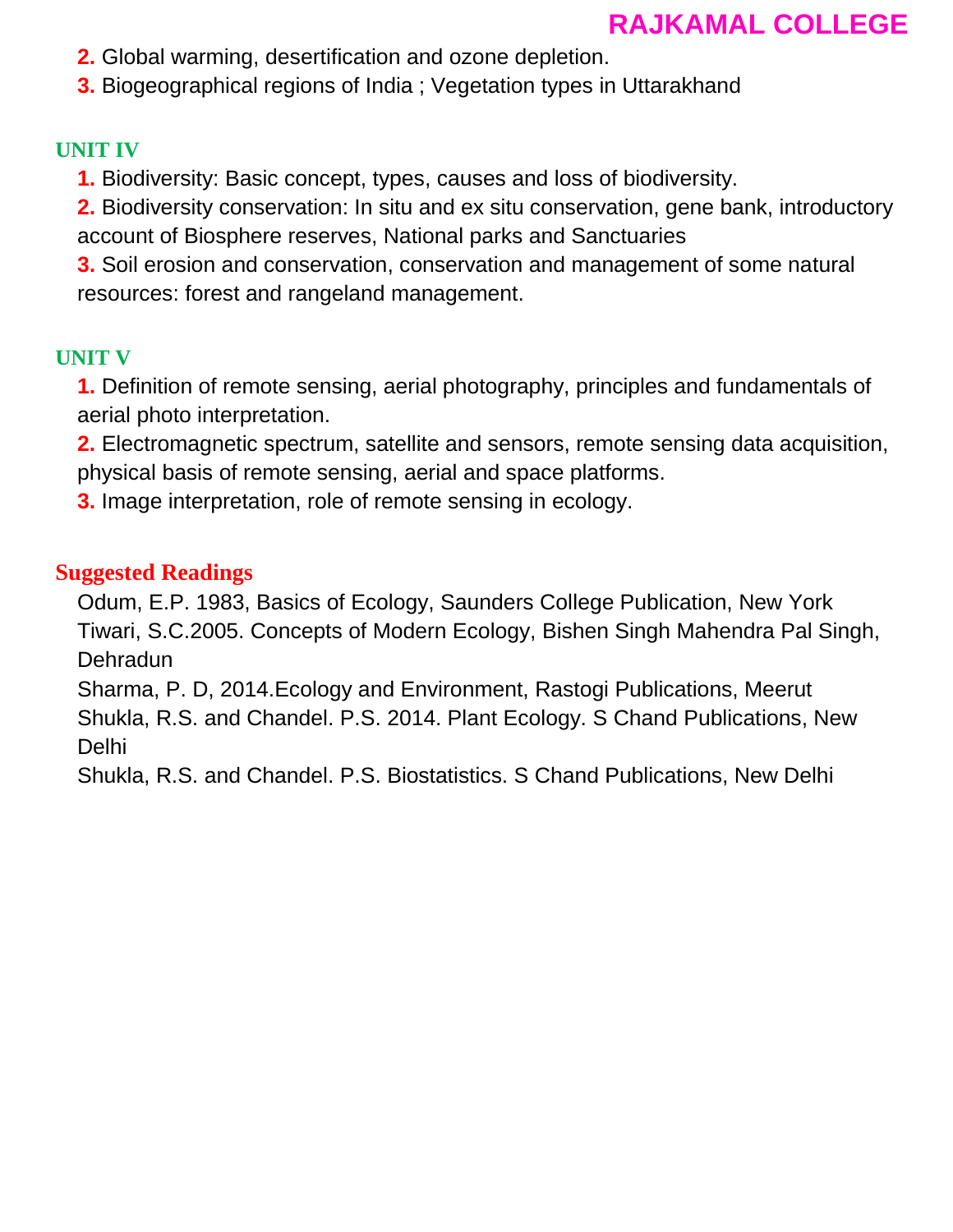2. Global warming, desertification and ozone depletion.
3. Biogeographical regions of India ; Vegetation types in Uttarakhand

## UNIT IV

1. Biodiversity: Basic concept, types, causes and loss of biodiversity.
2. Biodiversity conservation: In situ and ex situ conservation, gene bank, introductory account of Biosphere reserves, National parks and Sanctuaries
3. Soil erosion and conservation, conservation and management of some natural resources: forest and rangeland management.

## UNIT V

1. Definition of remote sensing, aerial photography, principles and fundamentals of aerial photo interpretation.
2. Electromagnetic spectrum, satellite and sensors, remote sensing data acquisition, physical basis of remote sensing, aerial and space platforms.
3. Image interpretation, role of remote sensing in ecology.

## Suggested Readings

Odum, E.P. 1983, Basics of Ecology, Saunders College Publication, New York

Tiwari, S.C.2005. Concepts of Modern Ecology, Bishen Singh Mahendra Pal Singh, Dehradun

Sharma, P. D, 2014.Ecology and Environment, Rastogi Publications, Meerut

Shukla, R.S. and Chandel. P.S. 2014. Plant Ecology. S Chand Publications, New Delhi

Shukla, R.S. and Chandel. P.S. Biostatistics. S Chand Publications, New Delhi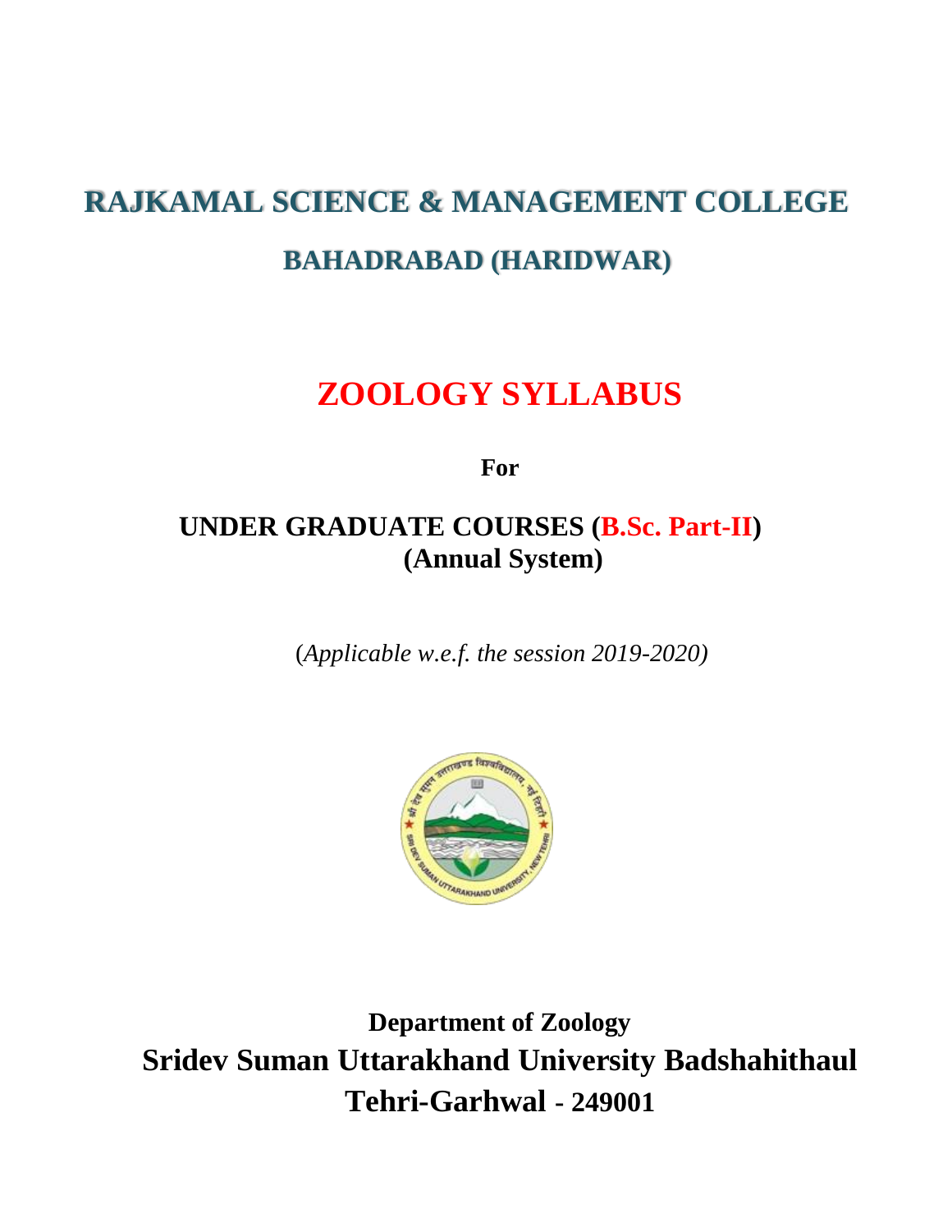# RAJKAMAL SCIENCE & MANAGEMENT COLLEGE

## BAHADRABAD (HARIDWAR)

# ZOOLOGY SYLLABUS

**For**

**UNDER GRADUATE COURSES (B.Sc. Part-II)**
**(Annual System)**

(*Applicable w.e.f. the session 2019-2020)*

**Department of Zoology**

**Sridev Suman Uttarakhand University Badshahithaul**

**Tehri-Garhwal - 249001**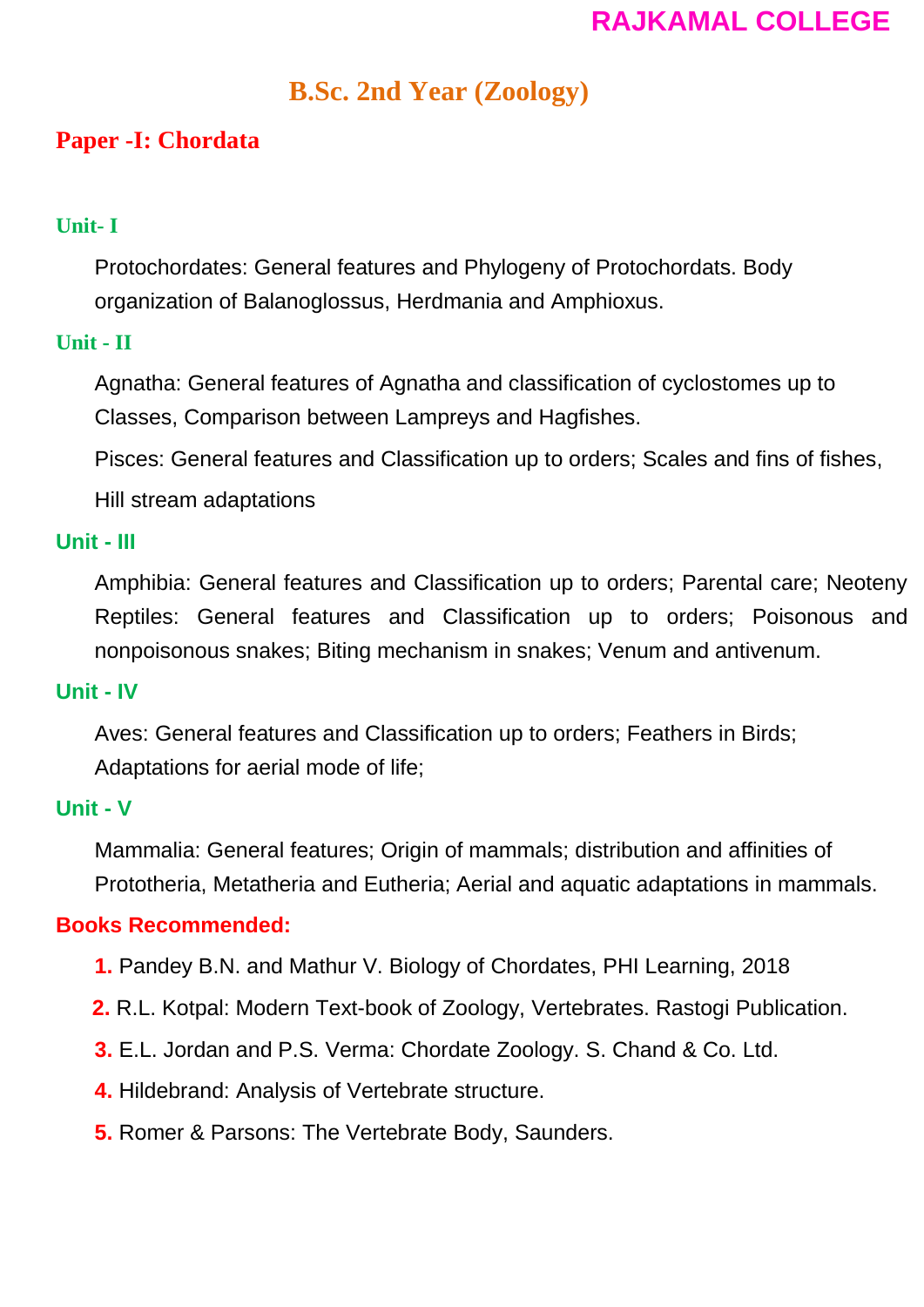RAJKAMAL COLLEGE

# B.Sc. 2nd Year (Zoology)

## Paper -I: Chordata

### Unit- I

Protochordates: General features and Phylogeny of Protochordats. Body organization of Balanoglossus, Herdmania and Amphioxus.

### Unit - II

Agnatha: General features of Agnatha and classification of cyclostomes up to Classes, Comparison between Lampreys and Hagfishes.

Pisces: General features and Classification up to orders; Scales and fins of fishes, Hill stream adaptations

### Unit - III

Amphibia: General features and Classification up to orders; Parental care; Neoteny Reptiles: General features and Classification up to orders; Poisonous and nonpoisonous snakes; Biting mechanism in snakes; Venum and antivenum.

### Unit - IV

Aves: General features and Classification up to orders; Feathers in Birds; Adaptations for aerial mode of life;

### Unit - V

Mammalia: General features; Origin of mammals; distribution and affinities of Prototheria, Metatheria and Eutheria; Aerial and aquatic adaptations in mammals.

### Books Recommended:

1. Pandey B.N. and Mathur V. Biology of Chordates, PHI Learning, 2018
2. R.L. Kotpal: Modern Text-book of Zoology, Vertebrates. Rastogi Publication.
3. E.L. Jordan and P.S. Verma: Chordate Zoology. S. Chand & Co. Ltd.
4. Hildebrand: Analysis of Vertebrate structure.
5. Romer & Parsons: The Vertebrate Body, Saunders.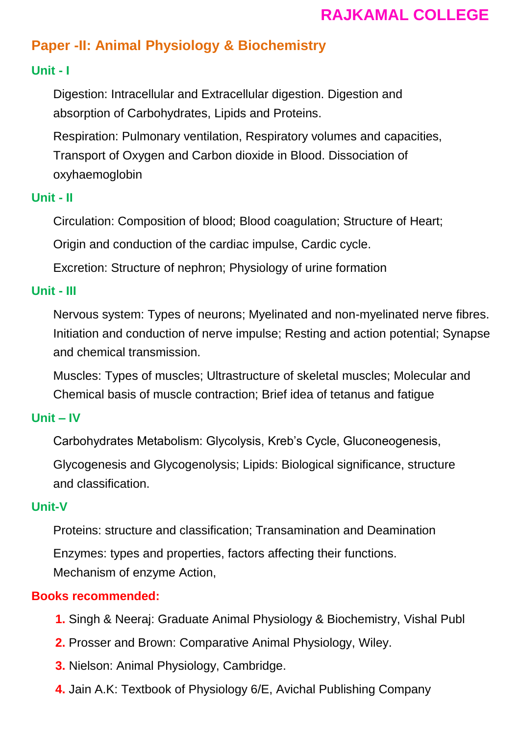**RAJKAMAL COLLEGE**

## Paper -II: Animal Physiology & Biochemistry

### Unit - I

Digestion: Intracellular and Extracellular digestion. Digestion and absorption of Carbohydrates, Lipids and Proteins.

Respiration: Pulmonary ventilation, Respiratory volumes and capacities, Transport of Oxygen and Carbon dioxide in Blood. Dissociation of oxyhaemoglobin

### Unit - II

Circulation: Composition of blood; Blood coagulation; Structure of Heart;

Origin and conduction of the cardiac impulse, Cardic cycle.

Excretion: Structure of nephron; Physiology of urine formation

### Unit - III

Nervous system: Types of neurons; Myelinated and non-myelinated nerve fibres. Initiation and conduction of nerve impulse; Resting and action potential; Synapse and chemical transmission.

Muscles: Types of muscles; Ultrastructure of skeletal muscles; Molecular and Chemical basis of muscle contraction; Brief idea of tetanus and fatigue

### Unit – IV

Carbohydrates Metabolism: Glycolysis, Kreb's Cycle, Gluconeogenesis,

Glycogenesis and Glycogenolysis; Lipids: Biological significance, structure and classification.

### Unit-V

Proteins: structure and classification; Transamination and Deamination

Enzymes: types and properties, factors affecting their functions. Mechanism of enzyme Action,

**Books recommended:**

1. Singh & Neeraj: Graduate Animal Physiology & Biochemistry, Vishal Publ
2. Prosser and Brown: Comparative Animal Physiology, Wiley.
3. Nielson: Animal Physiology, Cambridge.
4. Jain A.K: Textbook of Physiology 6/E, Avichal Publishing Company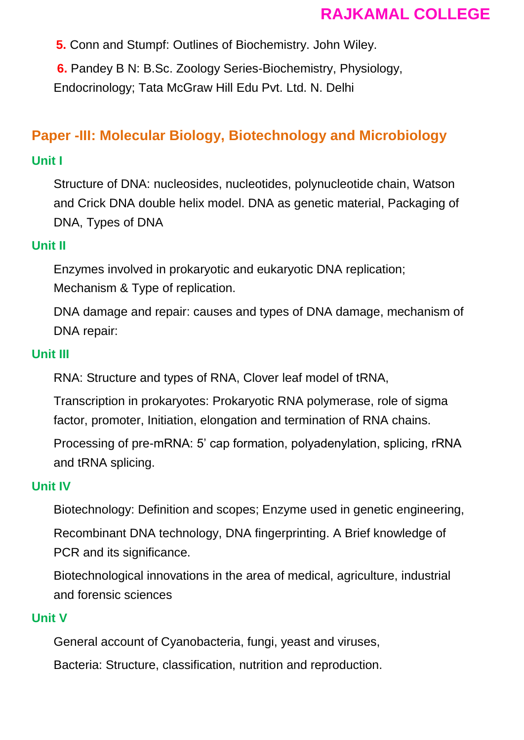5. Conn and Stumpf: Outlines of Biochemistry. John Wiley.

6. Pandey B N: B.Sc. Zoology Series-Biochemistry, Physiology, Endocrinology; Tata McGraw Hill Edu Pvt. Ltd. N. Delhi

## Paper -III: Molecular Biology, Biotechnology and Microbiology

### Unit I

Structure of DNA: nucleosides, nucleotides, polynucleotide chain, Watson and Crick DNA double helix model. DNA as genetic material, Packaging of DNA, Types of DNA

### Unit II

Enzymes involved in prokaryotic and eukaryotic DNA replication; Mechanism & Type of replication.

DNA damage and repair: causes and types of DNA damage, mechanism of DNA repair:

### Unit III

RNA: Structure and types of RNA, Clover leaf model of tRNA,

Transcription in prokaryotes: Prokaryotic RNA polymerase, role of sigma factor, promoter, Initiation, elongation and termination of RNA chains.

Processing of pre-mRNA: 5' cap formation, polyadenylation, splicing, rRNA and tRNA splicing.

### Unit IV

Biotechnology: Definition and scopes; Enzyme used in genetic engineering,

Recombinant DNA technology, DNA fingerprinting. A Brief knowledge of PCR and its significance.

Biotechnological innovations in the area of medical, agriculture, industrial and forensic sciences

### Unit V

General account of Cyanobacteria, fungi, yeast and viruses,

Bacteria: Structure, classification, nutrition and reproduction.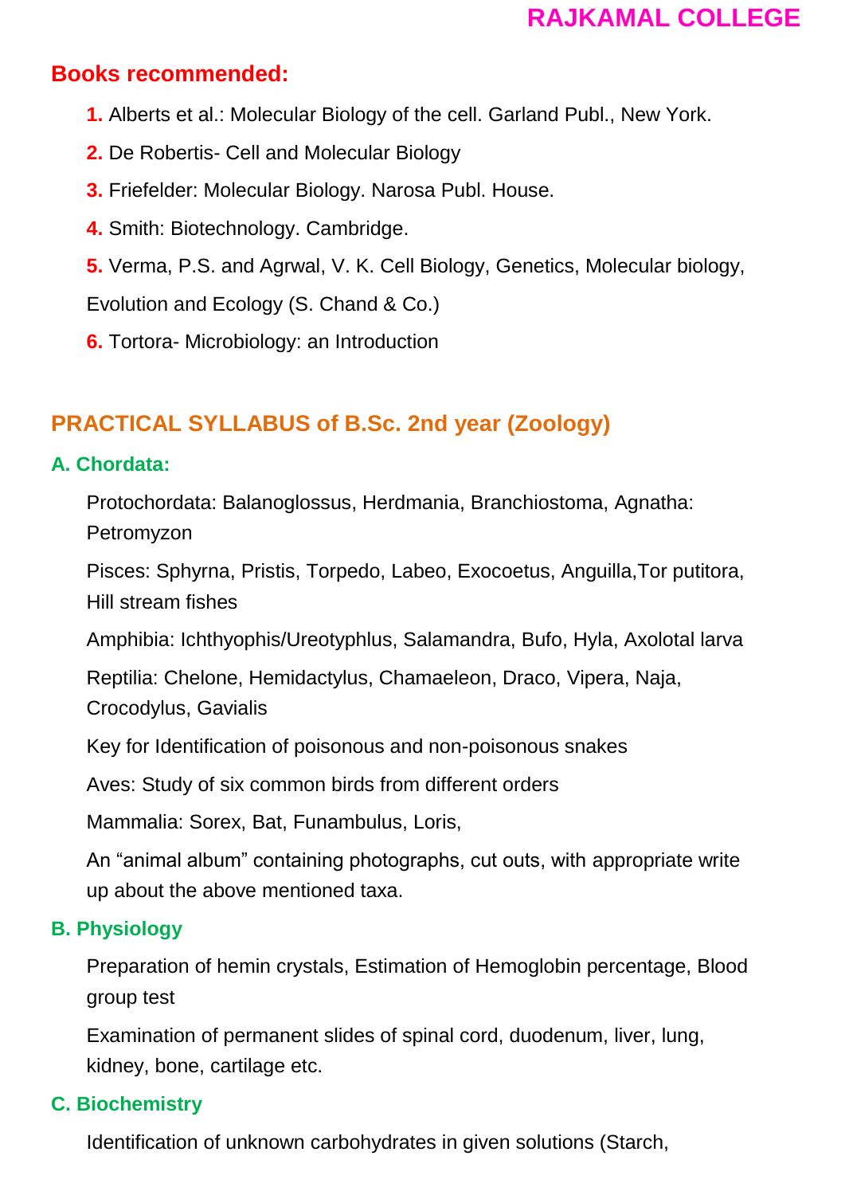## Books recommended:

1. Alberts et al.: Molecular Biology of the cell. Garland Publ., New York.
2. De Robertis- Cell and Molecular Biology
3. Friefelder: Molecular Biology. Narosa Publ. House.
4. Smith: Biotechnology. Cambridge.
5. Verma, P.S. and Agrwal, V. K. Cell Biology, Genetics, Molecular biology, Evolution and Ecology (S. Chand & Co.)
6. Tortora- Microbiology: an Introduction

## PRACTICAL SYLLABUS of B.Sc. 2nd year (Zoology)

### A. Chordata:

Protochordata: Balanoglossus, Herdmania, Branchiostoma, Agnatha: Petromyzon

Pisces: Sphyrna, Pristis, Torpedo, Labeo, Exocoetus, Anguilla,Tor putitora, Hill stream fishes

Amphibia: Ichthyophis/Ureotyphlus, Salamandra, Bufo, Hyla, Axolotal larva

Reptilia: Chelone, Hemidactylus, Chamaeleon, Draco, Vipera, Naja, Crocodylus, Gavialis

Key for Identification of poisonous and non-poisonous snakes

Aves: Study of six common birds from different orders

Mammalia: Sorex, Bat, Funambulus, Loris,

An "animal album" containing photographs, cut outs, with appropriate write up about the above mentioned taxa.

### B. Physiology

Preparation of hemin crystals, Estimation of Hemoglobin percentage, Blood group test

Examination of permanent slides of spinal cord, duodenum, liver, lung, kidney, bone, cartilage etc.

### C. Biochemistry

Identification of unknown carbohydrates in given solutions (Starch,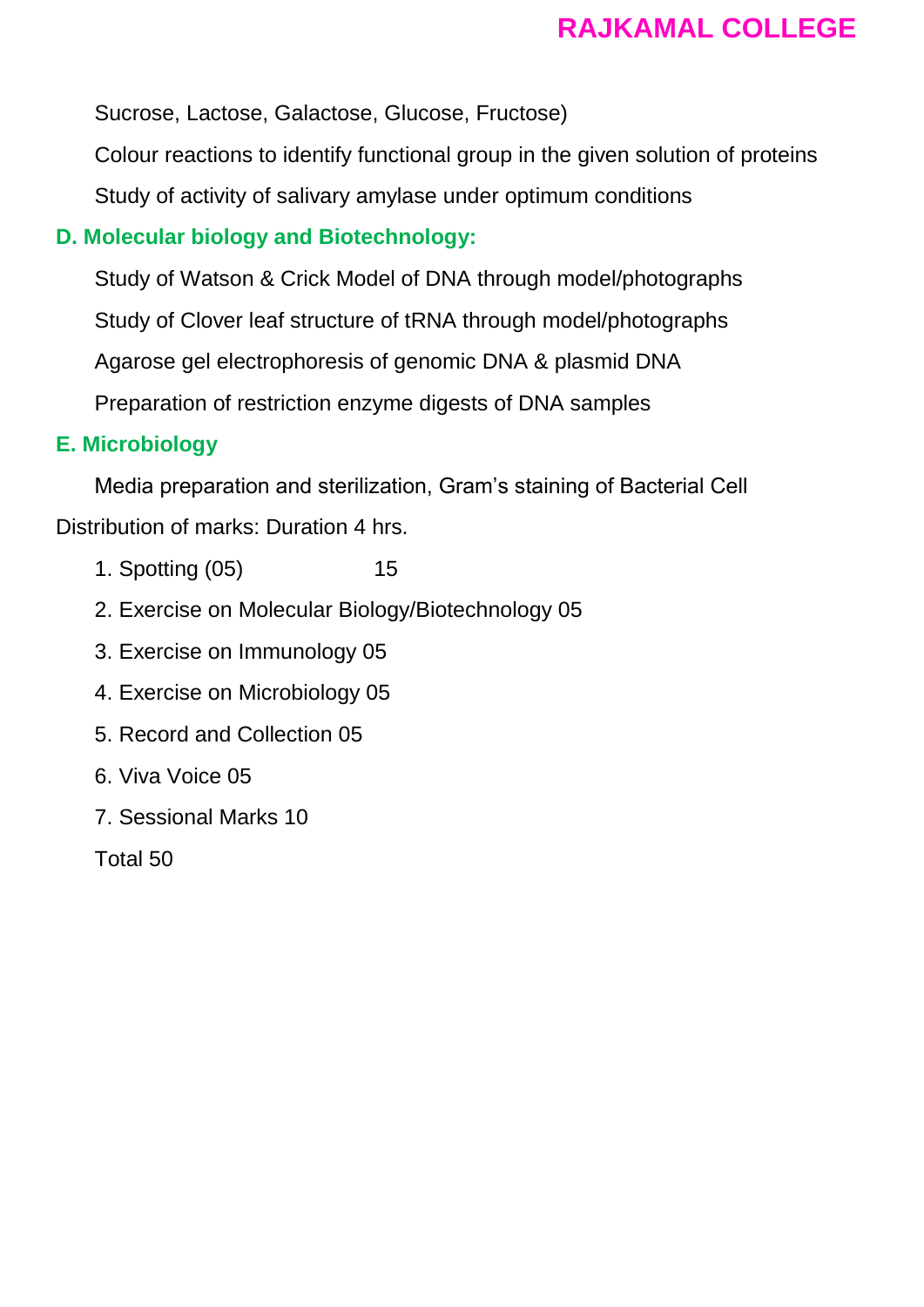Sucrose, Lactose, Galactose, Glucose, Fructose)

Colour reactions to identify functional group in the given solution of proteins

Study of activity of salivary amylase under optimum conditions

**D. Molecular biology and Biotechnology:**

Study of Watson & Crick Model of DNA through model/photographs

Study of Clover leaf structure of tRNA through model/photographs

Agarose gel electrophoresis of genomic DNA & plasmid DNA

Preparation of restriction enzyme digests of DNA samples

**E. Microbiology**

Media preparation and sterilization, Gram's staining of Bacterial Cell

Distribution of marks: Duration 4 hrs.

1. Spotting (05) 15
2. Exercise on Molecular Biology/Biotechnology 05
3. Exercise on Immunology 05
4. Exercise on Microbiology 05
5. Record and Collection 05
6. Viva Voice 05
7. Sessional Marks 10

Total 50